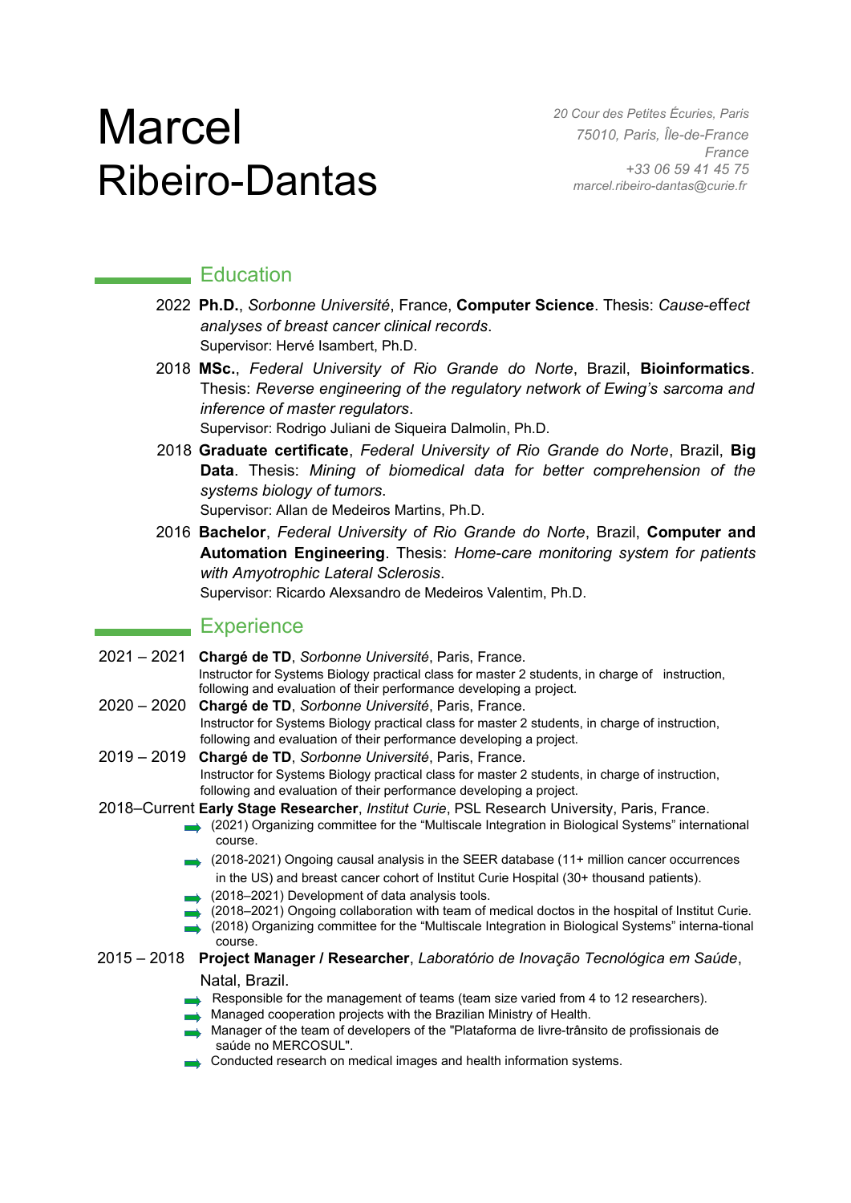# Marcel Ribeiro-Dantas

*20 Cour des Petites Écuries, Paris*
*75010, Paris, Île-de-France*
*France*
*+33 06 59 41 45 75*
*marcel.ribeiro-dantas@curie.fr*

## Education

2022 **Ph.D.**, *Sorbonne Université*, France, **Computer Science**. Thesis: *Cause-effect analyses of breast cancer clinical records*.
Supervisor: Hervé Isambert, Ph.D.

2018 **MSc.**, *Federal University of Rio Grande do Norte*, Brazil, **Bioinformatics**. Thesis: *Reverse engineering of the regulatory network of Ewing's sarcoma and inference of master regulators*.
Supervisor: Rodrigo Juliani de Siqueira Dalmolin, Ph.D.

2018 **Graduate certificate**, *Federal University of Rio Grande do Norte*, Brazil, **Big Data**. Thesis: *Mining of biomedical data for better comprehension of the systems biology of tumors*.
Supervisor: Allan de Medeiros Martins, Ph.D.

2016 **Bachelor**, *Federal University of Rio Grande do Norte*, Brazil, **Computer and Automation Engineering**. Thesis: *Home-care monitoring system for patients with Amyotrophic Lateral Sclerosis*.
Supervisor: Ricardo Alexsandro de Medeiros Valentim, Ph.D.

## Experience

2021 – 2021 **Chargé de TD**, *Sorbonne Université*, Paris, France.
Instructor for Systems Biology practical class for master 2 students, in charge of instruction, following and evaluation of their performance developing a project.

2020 – 2020 **Chargé de TD**, *Sorbonne Université*, Paris, France.
Instructor for Systems Biology practical class for master 2 students, in charge of instruction, following and evaluation of their performance developing a project.

2019 – 2019 **Chargé de TD**, *Sorbonne Université*, Paris, France.
Instructor for Systems Biology practical class for master 2 students, in charge of instruction, following and evaluation of their performance developing a project.

2018–Current **Early Stage Researcher**, *Institut Curie*, PSL Research University, Paris, France.
- (2021) Organizing committee for the "Multiscale Integration in Biological Systems" international course.
- (2018-2021) Ongoing causal analysis in the SEER database (11+ million cancer occurrences in the US) and breast cancer cohort of Institut Curie Hospital (30+ thousand patients).
- (2018–2021) Development of data analysis tools.
- (2018–2021) Ongoing collaboration with team of medical doctos in the hospital of Institut Curie.
- (2018) Organizing committee for the "Multiscale Integration in Biological Systems" interna-tional course.

2015 – 2018 **Project Manager / Researcher**, *Laboratório de Inovação Tecnológica em Saúde*, Natal, Brazil.
- Responsible for the management of teams (team size varied from 4 to 12 researchers).
- Managed cooperation projects with the Brazilian Ministry of Health.
- Manager of the team of developers of the "Plataforma de livre-trânsito de profissionais de saúde no MERCOSUL".
- Conducted research on medical images and health information systems.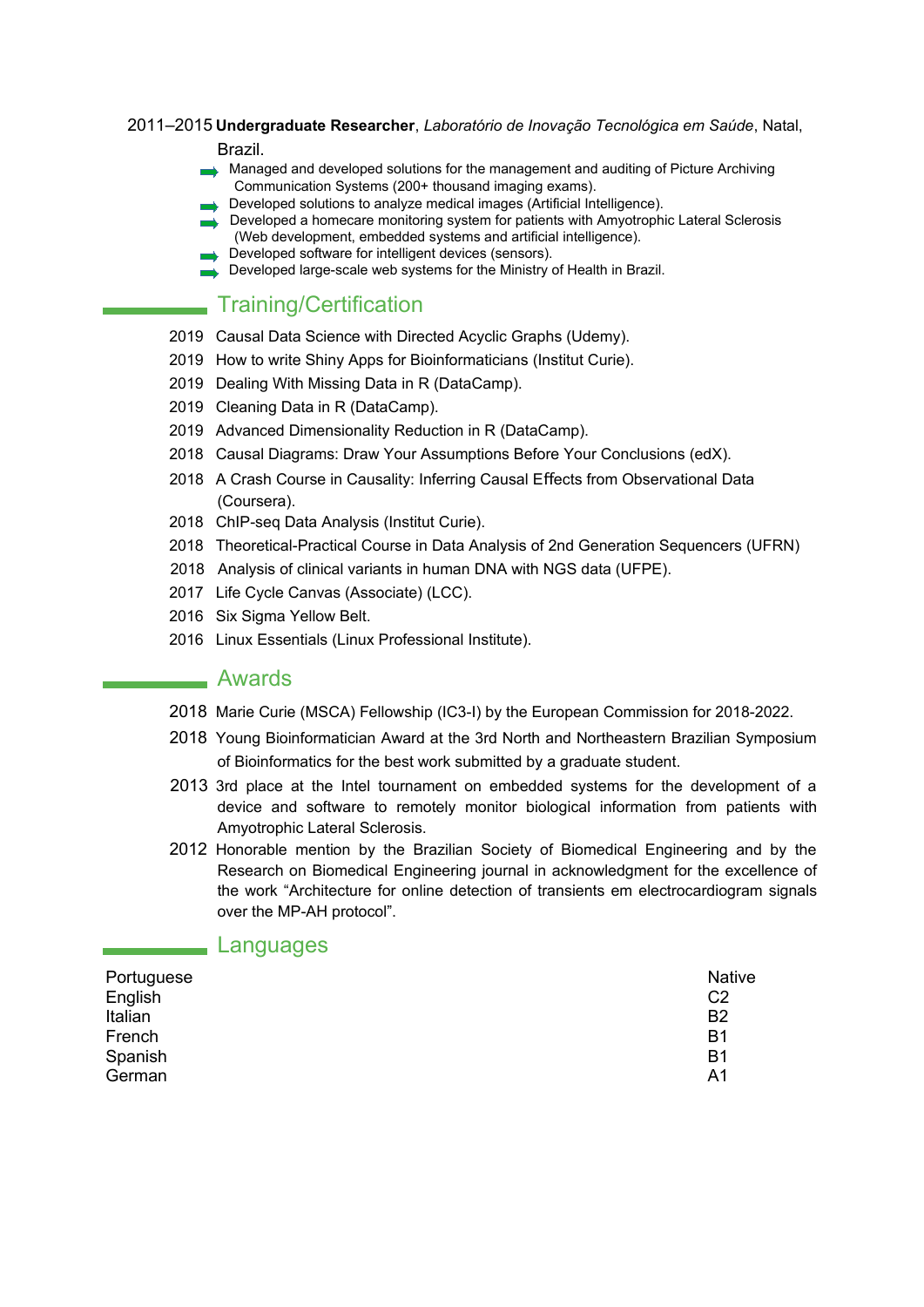2011–2015 **Undergraduate Researcher**, *Laboratório de Inovação Tecnológica em Saúde*, Natal, Brazil.

- Managed and developed solutions for the management and auditing of Picture Archiving Communication Systems (200+ thousand imaging exams).
- Developed solutions to analyze medical images (Artificial Intelligence).
- Developed a homecare monitoring system for patients with Amyotrophic Lateral Sclerosis (Web development, embedded systems and artificial intelligence).
- Developed software for intelligent devices (sensors).
- Developed large-scale web systems for the Ministry of Health in Brazil.

## Training/Certification

2019 Causal Data Science with Directed Acyclic Graphs (Udemy).

2019 How to write Shiny Apps for Bioinformaticians (Institut Curie).

2019 Dealing With Missing Data in R (DataCamp).

2019 Cleaning Data in R (DataCamp).

2019 Advanced Dimensionality Reduction in R (DataCamp).

2018 Causal Diagrams: Draw Your Assumptions Before Your Conclusions (edX).

2018 A Crash Course in Causality: Inferring Causal Effects from Observational Data (Coursera).

2018 ChIP-seq Data Analysis (Institut Curie).

2018 Theoretical-Practical Course in Data Analysis of 2nd Generation Sequencers (UFRN)

2018 Analysis of clinical variants in human DNA with NGS data (UFPE).

2017 Life Cycle Canvas (Associate) (LCC).

2016 Six Sigma Yellow Belt.

2016 Linux Essentials (Linux Professional Institute).

## Awards

2018 Marie Curie (MSCA) Fellowship (IC3-I) by the European Commission for 2018-2022.

2018 Young Bioinformatician Award at the 3rd North and Northeastern Brazilian Symposium of Bioinformatics for the best work submitted by a graduate student.

2013 3rd place at the Intel tournament on embedded systems for the development of a device and software to remotely monitor biological information from patients with Amyotrophic Lateral Sclerosis.

2012 Honorable mention by the Brazilian Society of Biomedical Engineering and by the Research on Biomedical Engineering journal in acknowledgment for the excellence of the work "Architecture for online detection of transients em electrocardiogram signals over the MP-AH protocol".

## Languages

| | |
|---|---|
| Portuguese | Native |
| English | C2 |
| Italian | B2 |
| French | B1 |
| Spanish | B1 |
| German | A1 |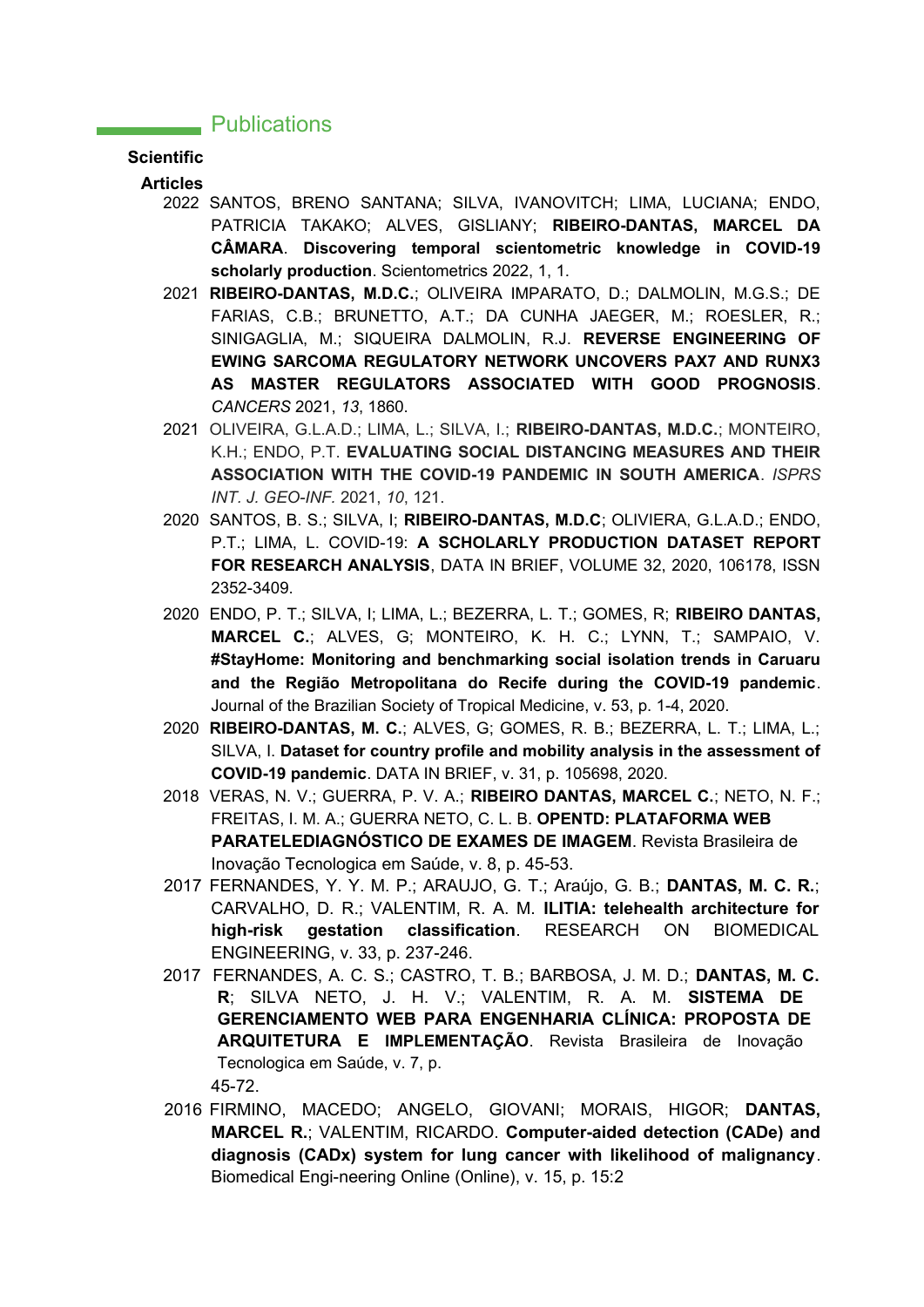## Publications

### Scientific Articles

- 2022 SANTOS, BRENO SANTANA; SILVA, IVANOVITCH; LIMA, LUCIANA; ENDO, PATRICIA TAKAKO; ALVES, GISLIANY; **RIBEIRO-DANTAS, MARCEL DA CÂMARA**. **Discovering temporal scientometric knowledge in COVID-19 scholarly production**. Scientometrics 2022, 1, 1.
- 2021 **RIBEIRO-DANTAS, M.D.C.**; OLIVEIRA IMPARATO, D.; DALMOLIN, M.G.S.; DE FARIAS, C.B.; BRUNETTO, A.T.; DA CUNHA JAEGER, M.; ROESLER, R.; SINIGAGLIA, M.; SIQUEIRA DALMOLIN, R.J. **REVERSE ENGINEERING OF EWING SARCOMA REGULATORY NETWORK UNCOVERS PAX7 AND RUNX3 AS MASTER REGULATORS ASSOCIATED WITH GOOD PROGNOSIS**. *CANCERS* 2021, *13*, 1860.
- 2021 OLIVEIRA, G.L.A.D.; LIMA, L.; SILVA, I.; **RIBEIRO-DANTAS, M.D.C.**; MONTEIRO, K.H.; ENDO, P.T. **EVALUATING SOCIAL DISTANCING MEASURES AND THEIR ASSOCIATION WITH THE COVID-19 PANDEMIC IN SOUTH AMERICA**. *ISPRS INT. J. GEO-INF.* 2021, *10*, 121.
- 2020 SANTOS, B. S.; SILVA, I; **RIBEIRO-DANTAS, M.D.C**; OLIVIERA, G.L.A.D.; ENDO, P.T.; LIMA, L. COVID-19: **A SCHOLARLY PRODUCTION DATASET REPORT FOR RESEARCH ANALYSIS**, DATA IN BRIEF, VOLUME 32, 2020, 106178, ISSN 2352-3409.
- 2020 ENDO, P. T.; SILVA, I; LIMA, L.; BEZERRA, L. T.; GOMES, R; **RIBEIRO DANTAS, MARCEL C.**; ALVES, G; MONTEIRO, K. H. C.; LYNN, T.; SAMPAIO, V. **#StayHome: Monitoring and benchmarking social isolation trends in Caruaru and the Região Metropolitana do Recife during the COVID-19 pandemic**. Journal of the Brazilian Society of Tropical Medicine, v. 53, p. 1-4, 2020.
- 2020 **RIBEIRO-DANTAS, M. C.**; ALVES, G; GOMES, R. B.; BEZERRA, L. T.; LIMA, L.; SILVA, I. **Dataset for country profile and mobility analysis in the assessment of COVID-19 pandemic**. DATA IN BRIEF, v. 31, p. 105698, 2020.
- 2018 VERAS, N. V.; GUERRA, P. V. A.; **RIBEIRO DANTAS, MARCEL C.**; NETO, N. F.; FREITAS, I. M. A.; GUERRA NETO, C. L. B. **OPENTD: PLATAFORMA WEB PARATELEDIAGNÓSTICO DE EXAMES DE IMAGEM**. Revista Brasileira de Inovação Tecnologica em Saúde, v. 8, p. 45-53.
- 2017 FERNANDES, Y. Y. M. P.; ARAUJO, G. T.; Araújo, G. B.; **DANTAS, M. C. R.**; CARVALHO, D. R.; VALENTIM, R. A. M. **ILITIA: telehealth architecture for high-risk gestation classification**. RESEARCH ON BIOMEDICAL ENGINEERING, v. 33, p. 237-246.
- 2017 FERNANDES, A. C. S.; CASTRO, T. B.; BARBOSA, J. M. D.; **DANTAS, M. C. R**; SILVA NETO, J. H. V.; VALENTIM, R. A. M. **SISTEMA DE GERENCIAMENTO WEB PARA ENGENHARIA CLÍNICA: PROPOSTA DE ARQUITETURA E IMPLEMENTAÇÃO**. Revista Brasileira de Inovação Tecnologica em Saúde, v. 7, p. 45-72.
- 2016 FIRMINO, MACEDO; ANGELO, GIOVANI; MORAIS, HIGOR; **DANTAS, MARCEL R.**; VALENTIM, RICARDO. **Computer-aided detection (CADe) and diagnosis (CADx) system for lung cancer with likelihood of malignancy**. Biomedical Engi-neering Online (Online), v. 15, p. 15:2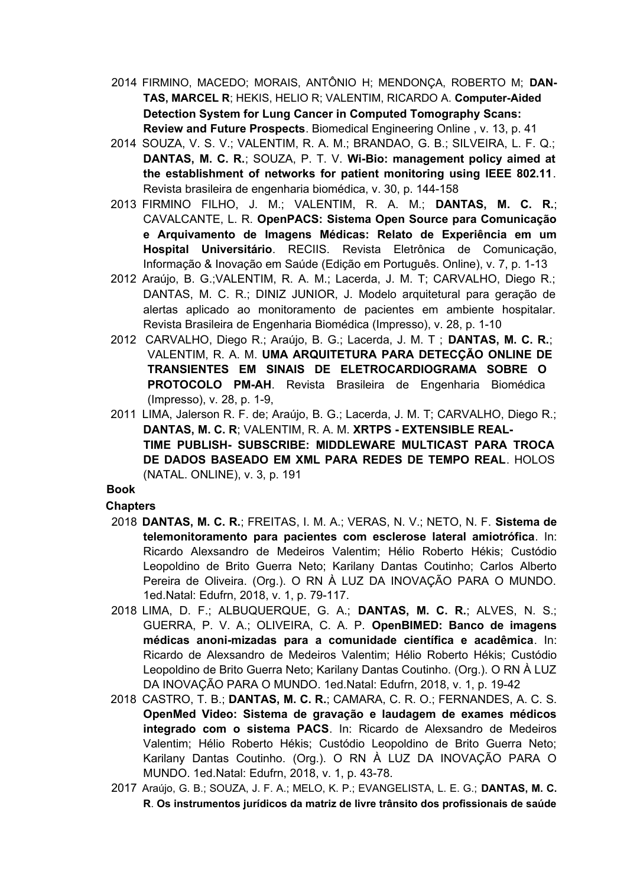2014 FIRMINO, MACEDO; MORAIS, ANTÔNIO H; MENDONÇA, ROBERTO M; **DAN-TAS, MARCEL R**; HEKIS, HELIO R; VALENTIM, RICARDO A. **Computer-Aided Detection System for Lung Cancer in Computed Tomography Scans: Review and Future Prospects**. Biomedical Engineering Online , v. 13, p. 41

2014 SOUZA, V. S. V.; VALENTIM, R. A. M.; BRANDAO, G. B.; SILVEIRA, L. F. Q.; **DANTAS, M. C. R.**; SOUZA, P. T. V. **Wi-Bio: management policy aimed at the establishment of networks for patient monitoring using IEEE 802.11**. Revista brasileira de engenharia biomédica, v. 30, p. 144-158

2013 FIRMINO FILHO, J. M.; VALENTIM, R. A. M.; **DANTAS, M. C. R.**; CAVALCANTE, L. R. **OpenPACS: Sistema Open Source para Comunicação e Arquivamento de Imagens Médicas: Relato de Experiência em um Hospital Universitário**. RECIIS. Revista Eletrônica de Comunicação, Informação & Inovação em Saúde (Edição em Português. Online), v. 7, p. 1-13

2012 Araújo, B. G.;VALENTIM, R. A. M.; Lacerda, J. M. T; CARVALHO, Diego R.; DANTAS, M. C. R.; DINIZ JUNIOR, J. Modelo arquitetural para geração de alertas aplicado ao monitoramento de pacientes em ambiente hospitalar. Revista Brasileira de Engenharia Biomédica (Impresso), v. 28, p. 1-10

2012 CARVALHO, Diego R.; Araújo, B. G.; Lacerda, J. M. T ; **DANTAS, M. C. R.**; VALENTIM, R. A. M. **UMA ARQUITETURA PARA DETECÇÃO ONLINE DE TRANSIENTES EM SINAIS DE ELETROCARDIOGRAMA SOBRE O PROTOCOLO PM-AH**. Revista Brasileira de Engenharia Biomédica (Impresso), v. 28, p. 1-9,

2011 LIMA, Jalerson R. F. de; Araújo, B. G.; Lacerda, J. M. T; CARVALHO, Diego R.; **DANTAS, M. C. R**; VALENTIM, R. A. M. **XRTPS - EXTENSIBLE REAL-TIME PUBLISH- SUBSCRIBE: MIDDLEWARE MULTICAST PARA TROCA DE DADOS BASEADO EM XML PARA REDES DE TEMPO REAL**. HOLOS (NATAL. ONLINE), v. 3, p. 191

**Book Chapters**

2018 **DANTAS, M. C. R.**; FREITAS, I. M. A.; VERAS, N. V.; NETO, N. F. **Sistema de telemonitoramento para pacientes com esclerose lateral amiotrófica**. In: Ricardo Alexsandro de Medeiros Valentim; Hélio Roberto Hékis; Custódio Leopoldino de Brito Guerra Neto; Karilany Dantas Coutinho; Carlos Alberto Pereira de Oliveira. (Org.). O RN À LUZ DA INOVAÇÃO PARA O MUNDO. 1ed.Natal: Edufrn, 2018, v. 1, p. 79-117.

2018 LIMA, D. F.; ALBUQUERQUE, G. A.; **DANTAS, M. C. R.**; ALVES, N. S.; GUERRA, P. V. A.; OLIVEIRA, C. A. P. **OpenBIMED: Banco de imagens médicas anoni-mizadas para a comunidade científica e acadêmica**. In: Ricardo de Alexsandro de Medeiros Valentim; Hélio Roberto Hékis; Custódio Leopoldino de Brito Guerra Neto; Karilany Dantas Coutinho. (Org.). O RN À LUZ DA INOVAÇÃO PARA O MUNDO. 1ed.Natal: Edufrn, 2018, v. 1, p. 19-42

2018 CASTRO, T. B.; **DANTAS, M. C. R.**; CAMARA, C. R. O.; FERNANDES, A. C. S. **OpenMed Video: Sistema de gravação e laudagem de exames médicos integrado com o sistema PACS**. In: Ricardo de Alexsandro de Medeiros Valentim; Hélio Roberto Hékis; Custódio Leopoldino de Brito Guerra Neto; Karilany Dantas Coutinho. (Org.). O RN À LUZ DA INOVAÇÃO PARA O MUNDO. 1ed.Natal: Edufrn, 2018, v. 1, p. 43-78.

2017 Araújo, G. B.; SOUZA, J. F. A.; MELO, K. P.; EVANGELISTA, L. E. G.; **DANTAS, M. C. R**. **Os instrumentos jurídicos da matriz de livre trânsito dos profissionais de saúde**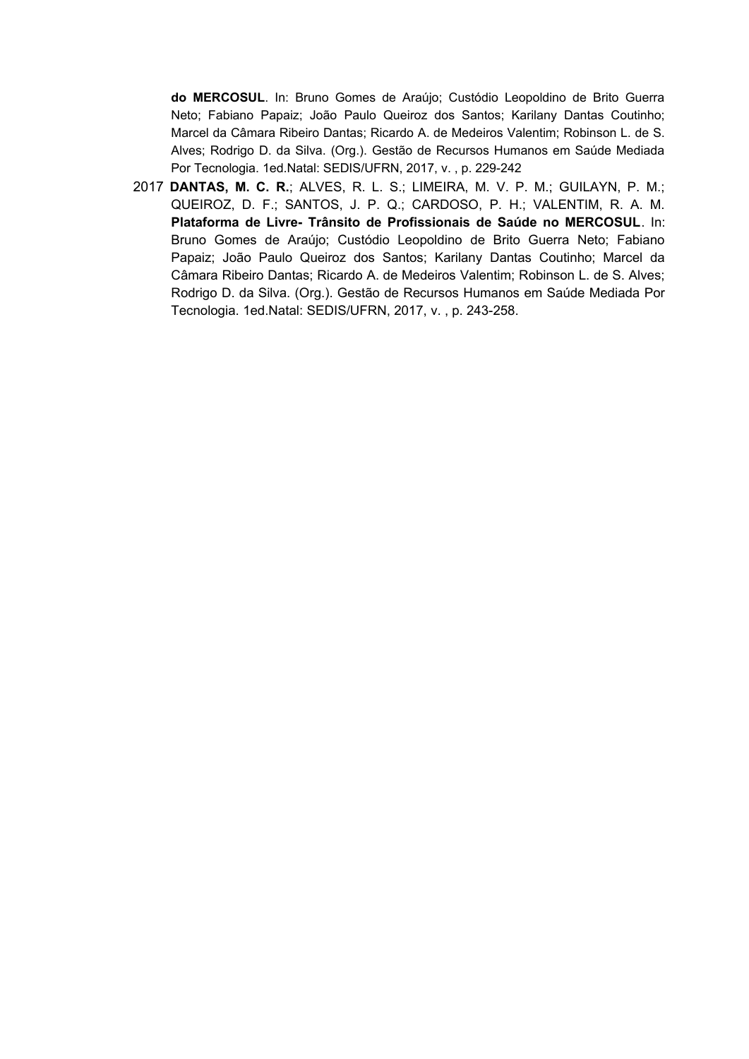**do MERCOSUL**. In: Bruno Gomes de Araújo; Custódio Leopoldino de Brito Guerra Neto; Fabiano Papaiz; João Paulo Queiroz dos Santos; Karilany Dantas Coutinho; Marcel da Câmara Ribeiro Dantas; Ricardo A. de Medeiros Valentim; Robinson L. de S. Alves; Rodrigo D. da Silva. (Org.). Gestão de Recursos Humanos em Saúde Mediada Por Tecnologia. 1ed.Natal: SEDIS/UFRN, 2017, v. , p. 229-242

2017 **DANTAS, M. C. R.**; ALVES, R. L. S.; LIMEIRA, M. V. P. M.; GUILAYN, P. M.; QUEIROZ, D. F.; SANTOS, J. P. Q.; CARDOSO, P. H.; VALENTIM, R. A. M. **Plataforma de Livre- Trânsito de Profissionais de Saúde no MERCOSUL**. In: Bruno Gomes de Araújo; Custódio Leopoldino de Brito Guerra Neto; Fabiano Papaiz; João Paulo Queiroz dos Santos; Karilany Dantas Coutinho; Marcel da Câmara Ribeiro Dantas; Ricardo A. de Medeiros Valentim; Robinson L. de S. Alves; Rodrigo D. da Silva. (Org.). Gestão de Recursos Humanos em Saúde Mediada Por Tecnologia. 1ed.Natal: SEDIS/UFRN, 2017, v. , p. 243-258.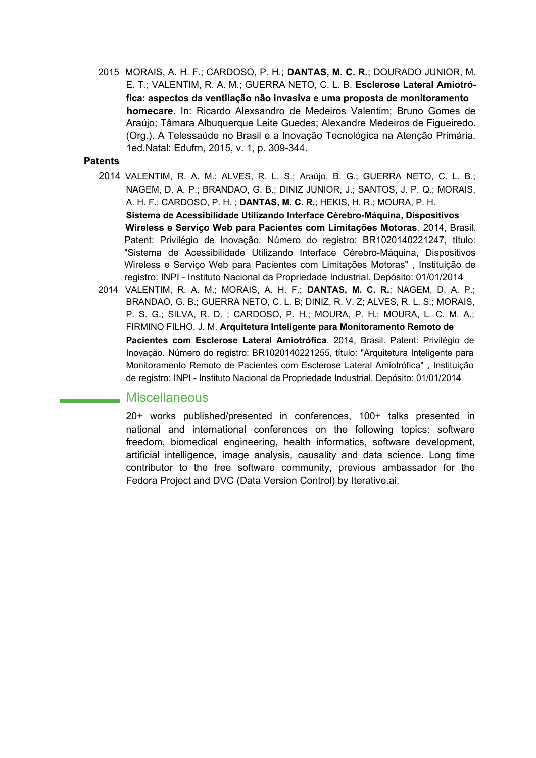2015 MORAIS, A. H. F.; CARDOSO, P. H.; **DANTAS, M. C. R.**; DOURADO JUNIOR, M. E. T.; VALENTIM, R. A. M.; GUERRA NETO, C. L. B. **Esclerose Lateral Amiotrófica: aspectos da ventilação não invasiva e uma proposta de monitoramento homecare**. In: Ricardo Alexsandro de Medeiros Valentim; Bruno Gomes de Araújo; Tâmara Albuquerque Leite Guedes; Alexandre Medeiros de Figueiredo. (Org.). A Telessaúde no Brasil e a Inovação Tecnológica na Atenção Primária. 1ed.Natal: Edufrn, 2015, v. 1, p. 309-344.

**Patents**

2014 VALENTIM, R. A. M.; ALVES, R. L. S.; Araújo, B. G.; GUERRA NETO, C. L. B.; NAGEM, D. A. P.; BRANDAO, G. B.; DINIZ JUNIOR, J.; SANTOS, J. P. Q.; MORAIS, A. H. F.; CARDOSO, P. H. ; **DANTAS, M. C. R.**; HEKIS, H. R.; MOURA, P. H. **Sistema de Acessibilidade Utilizando Interface Cérebro-Máquina, Dispositivos Wireless e Serviço Web para Pacientes com Limitações Motoras**. 2014, Brasil. Patent: Privilégio de Inovação. Número do registro: BR1020140221247, título: "Sistema de Acessibilidade Utilizando Interface Cérebro-Máquina, Dispositivos Wireless e Serviço Web para Pacientes com Limitações Motoras" , Instituição de registro: INPI - Instituto Nacional da Propriedade Industrial. Depósito: 01/01/2014

2014 VALENTIM, R. A. M.; MORAIS, A. H. F.; **DANTAS, M. C. R.**; NAGEM, D. A. P.; BRANDAO, G. B.; GUERRA NETO, C. L. B; DINIZ, R. V. Z; ALVES, R. L. S.; MORAIS, P. S. G.; SILVA, R. D. ; CARDOSO, P. H.; MOURA, P. H.; MOURA, L. C. M. A.; FIRMINO FILHO, J. M. **Arquitetura Inteligente para Monitoramento Remoto de Pacientes com Esclerose Lateral Amiotrófica**. 2014, Brasil. Patent: Privilégio de Inovação. Número do registro: BR1020140221255, título: "Arquitetura Inteligente para Monitoramento Remoto de Pacientes com Esclerose Lateral Amiotrófica" , Instituição de registro: INPI - Instituto Nacional da Propriedade Industrial. Depósito: 01/01/2014

## Miscellaneous

20+ works published/presented in conferences, 100+ talks presented in national and international conferences on the following topics: software freedom, biomedical engineering, health informatics, software development, artificial intelligence, image analysis, causality and data science. Long time contributor to the free software community, previous ambassador for the Fedora Project and DVC (Data Version Control) by Iterative.ai.